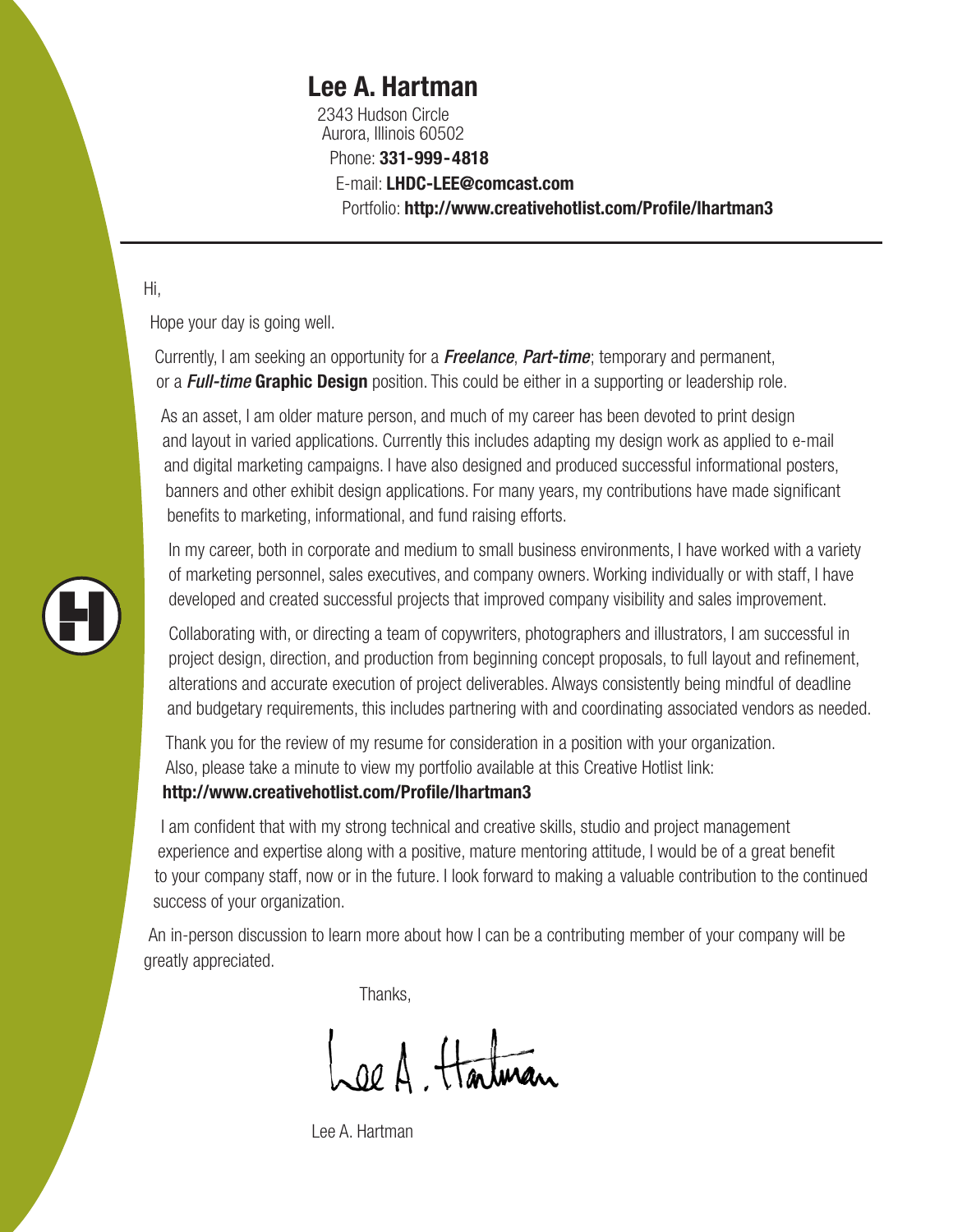# Lee A. Hartman

2343 Hudson Circle
Aurora, Illinois 60502
Phone: **331-999-4818**
E-mail: **LHDC-LEE@comcast.com**
Portfolio: **http://www.creativehotlist.com/Profile/lhartman3**

---

Hi,

Hope your day is going well.

Currently, I am seeking an opportunity for a ***Freelance***, ***Part-time***; temporary and permanent, or a ***Full-time*** **Graphic Design** position. This could be either in a supporting or leadership role.

As an asset, I am older mature person, and much of my career has been devoted to print design and layout in varied applications. Currently this includes adapting my design work as applied to e-mail and digital marketing campaigns. I have also designed and produced successful informational posters, banners and other exhibit design applications. For many years, my contributions have made significant benefits to marketing, informational, and fund raising efforts.

In my career, both in corporate and medium to small business environments, I have worked with a variety of marketing personnel, sales executives, and company owners. Working individually or with staff, I have developed and created successful projects that improved company visibility and sales improvement.

Collaborating with, or directing a team of copywriters, photographers and illustrators, I am successful in project design, direction, and production from beginning concept proposals, to full layout and refinement, alterations and accurate execution of project deliverables. Always consistently being mindful of deadline and budgetary requirements, this includes partnering with and coordinating associated vendors as needed.

Thank you for the review of my resume for consideration in a position with your organization. Also, please take a minute to view my portfolio available at this Creative Hotlist link:
**http://www.creativehotlist.com/Profile/lhartman3**

I am confident that with my strong technical and creative skills, studio and project management experience and expertise along with a positive, mature mentoring attitude, I would be of a great benefit to your company staff, now or in the future. I look forward to making a valuable contribution to the continued success of your organization.

An in-person discussion to learn more about how I can be a contributing member of your company will be greatly appreciated.

Thanks,

Lee A. Hartman

Lee A. Hartman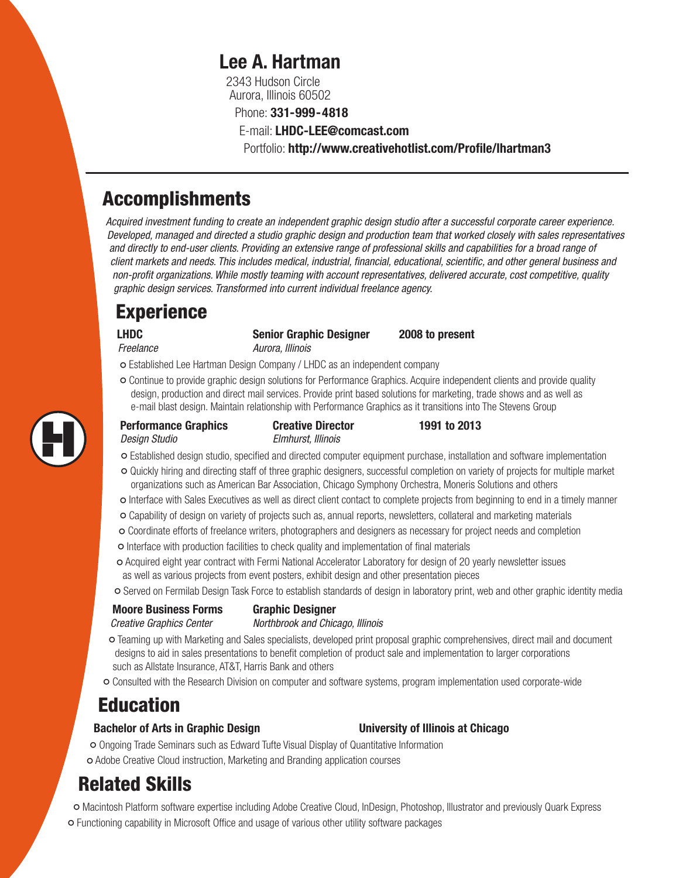# Lee A. Hartman

2343 Hudson Circle
Aurora, Illinois 60502
Phone: **331-999-4818**
E-mail: **LHDC-LEE@comcast.com**
Portfolio: **http://www.creativehotlist.com/Profile/lhartman3**

---

## Accomplishments

*Acquired investment funding to create an independent graphic design studio after a successful corporate career experience. Developed, managed and directed a studio graphic design and production team that worked closely with sales representatives and directly to end-user clients. Providing an extensive range of professional skills and capabilities for a broad range of client markets and needs. This includes medical, industrial, financial, educational, scientific, and other general business and non-profit organizations. While mostly teaming with account representatives, delivered accurate, cost competitive, quality graphic design services. Transformed into current individual freelance agency.*

## Experience

**LHDC** | **Senior Graphic Designer** | **2008 to present**
*Freelance* | *Aurora, Illinois*

- Established Lee Hartman Design Company / LHDC as an independent company
- Continue to provide graphic design solutions for Performance Graphics. Acquire independent clients and provide quality design, production and direct mail services. Provide print based solutions for marketing, trade shows and as well as e-mail blast design. Maintain relationship with Performance Graphics as it transitions into The Stevens Group

**Performance Graphics** | **Creative Director** | **1991 to 2013**
*Design Studio* | *Elmhurst, Illinois*

- Established design studio, specified and directed computer equipment purchase, installation and software implementation
- Quickly hiring and directing staff of three graphic designers, successful completion on variety of projects for multiple market organizations such as American Bar Association, Chicago Symphony Orchestra, Moneris Solutions and others
- Interface with Sales Executives as well as direct client contact to complete projects from beginning to end in a timely manner
- Capability of design on variety of projects such as, annual reports, newsletters, collateral and marketing materials
- Coordinate efforts of freelance writers, photographers and designers as necessary for project needs and completion
- Interface with production facilities to check quality and implementation of final materials
- Acquired eight year contract with Fermi National Accelerator Laboratory for design of 20 yearly newsletter issues as well as various projects from event posters, exhibit design and other presentation pieces
- Served on Fermilab Design Task Force to establish standards of design in laboratory print, web and other graphic identity media

**Moore Business Forms** | **Graphic Designer**
*Creative Graphics Center* | *Northbrook and Chicago, Illinois*

- Teaming up with Marketing and Sales specialists, developed print proposal graphic comprehensives, direct mail and document designs to aid in sales presentations to benefit completion of product sale and implementation to larger corporations such as Allstate Insurance, AT&T, Harris Bank and others
- Consulted with the Research Division on computer and software systems, program implementation used corporate-wide

## Education

**Bachelor of Arts in Graphic Design** | **University of Illinois at Chicago**

- Ongoing Trade Seminars such as Edward Tufte Visual Display of Quantitative Information
- Adobe Creative Cloud instruction, Marketing and Branding application courses

## Related Skills

- Macintosh Platform software expertise including Adobe Creative Cloud, InDesign, Photoshop, Illustrator and previously Quark Express
- Functioning capability in Microsoft Office and usage of various other utility software packages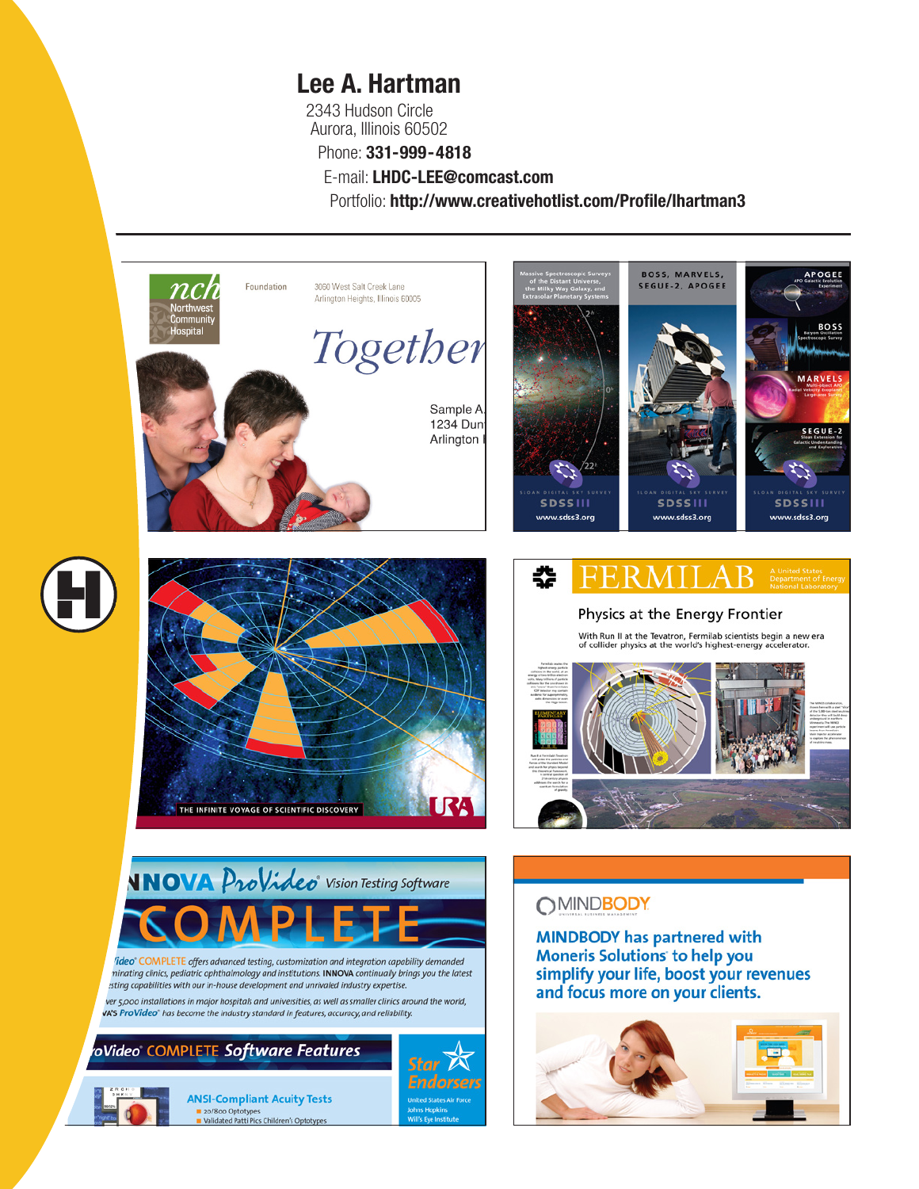# Lee A. Hartman

2343 Hudson Circle
Aurora, Illinois 60502

Phone: **331-999-4818**

E-mail: **LHDC-LEE@comcast.com**

Portfolio: **http://www.creativehotlist.com/Profile/lhartman3**